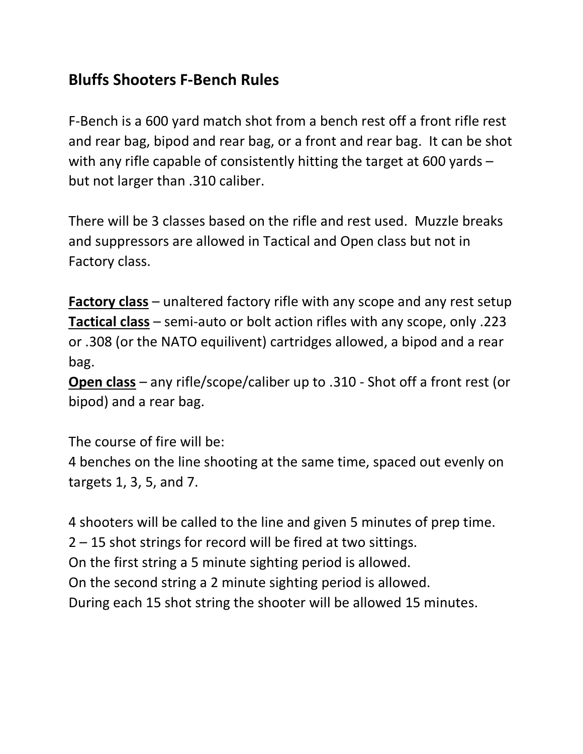## Bluffs Shooters F-Bench Rules

F-Bench is a 600 yard match shot from a bench rest off a front rifle rest and rear bag, bipod and rear bag, or a front and rear bag. It can be shot with any rifle capable of consistently hitting the target at 600 yards – but not larger than .310 caliber.

There will be 3 classes based on the rifle and rest used. Muzzle breaks and suppressors are allowed in Tactical and Open class but not in Factory class.

**<u>Factory class</u>** – unaltered factory rifle with any scope and any rest setup
**<u>Tactical class</u>** – semi-auto or bolt action rifles with any scope, only .223 or .308 (or the NATO equilivent) cartridges allowed, a bipod and a rear bag.
**<u>Open class</u>** – any rifle/scope/caliber up to .310 - Shot off a front rest (or bipod) and a rear bag.

The course of fire will be:
4 benches on the line shooting at the same time, spaced out evenly on targets 1, 3, 5, and 7.

4 shooters will be called to the line and given 5 minutes of prep time.
2 – 15 shot strings for record will be fired at two sittings.
On the first string a 5 minute sighting period is allowed.
On the second string a 2 minute sighting period is allowed.
During each 15 shot string the shooter will be allowed 15 minutes.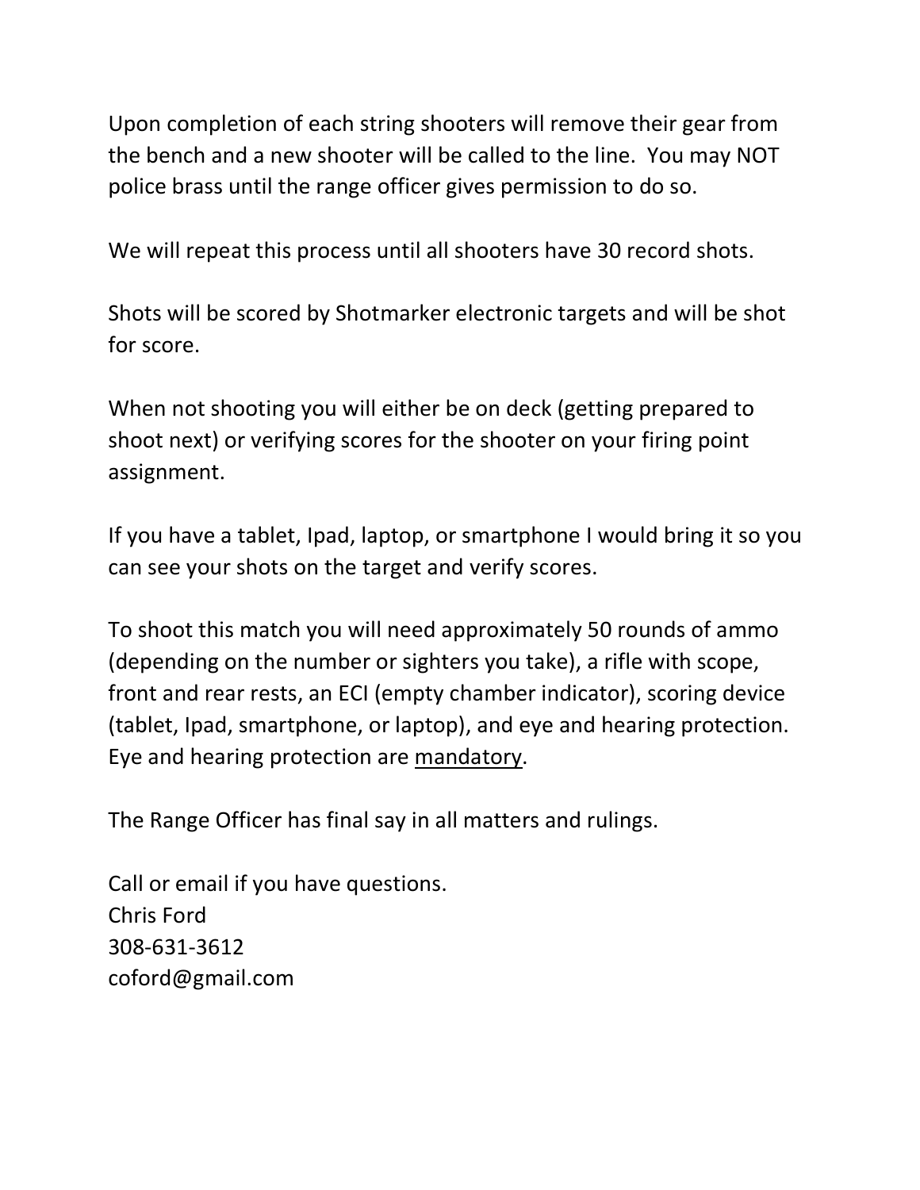Upon completion of each string shooters will remove their gear from the bench and a new shooter will be called to the line.  You may NOT police brass until the range officer gives permission to do so.

We will repeat this process until all shooters have 30 record shots.

Shots will be scored by Shotmarker electronic targets and will be shot for score.

When not shooting you will either be on deck (getting prepared to shoot next) or verifying scores for the shooter on your firing point assignment.

If you have a tablet, Ipad, laptop, or smartphone I would bring it so you can see your shots on the target and verify scores.

To shoot this match you will need approximately 50 rounds of ammo (depending on the number or sighters you take), a rifle with scope, front and rear rests, an ECI (empty chamber indicator), scoring device (tablet, Ipad, smartphone, or laptop), and eye and hearing protection. Eye and hearing protection are <u>mandatory</u>.

The Range Officer has final say in all matters and rulings.

Call or email if you have questions.
Chris Ford
308-631-3612
coford@gmail.com